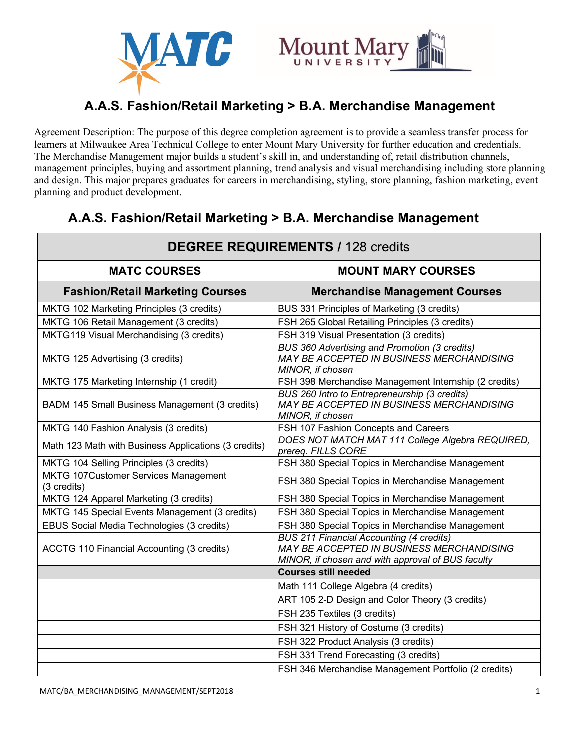# A.A.S. Fashion/Retail Marketing > B.A. Merchandise Management

Agreement Description: The purpose of this degree completion agreement is to provide a seamless transfer process for learners at Milwaukee Area Technical College to enter Mount Mary University for further education and credentials. The Merchandise Management major builds a student's skill in, and understanding of, retail distribution channels, management principles, buying and assortment planning, trend analysis and visual merchandising including store planning and design. This major prepares graduates for careers in merchandising, styling, store planning, fashion marketing, event planning and product development.

## A.A.S. Fashion/Retail Marketing > B.A. Merchandise Management

| **DEGREE REQUIREMENTS** / 128 credits | |
|---|---|
| **MATC COURSES** | **MOUNT MARY COURSES** |
| **Fashion/Retail Marketing Courses** | **Merchandise Management Courses** |
| MKTG 102 Marketing Principles (3 credits) | BUS 331 Principles of Marketing (3 credits) |
| MKTG 106 Retail Management (3 credits) | FSH 265 Global Retailing Principles (3 credits) |
| MKTG119 Visual Merchandising (3 credits) | FSH 319 Visual Presentation (3 credits) |
| MKTG 125 Advertising (3 credits) | *BUS 360 Advertising and Promotion (3 credits) MAY BE ACCEPTED IN BUSINESS MERCHANDISING MINOR, if chosen* |
| MKTG 175 Marketing Internship (1 credit) | FSH 398 Merchandise Management Internship (2 credits) |
| BADM 145 Small Business Management (3 credits) | *BUS 260 Intro to Entrepreneurship (3 credits) MAY BE ACCEPTED IN BUSINESS MERCHANDISING MINOR, if chosen* |
| MKTG 140 Fashion Analysis (3 credits) | FSH 107 Fashion Concepts and Careers |
| Math 123 Math with Business Applications (3 credits) | *DOES NOT MATCH MAT 111 College Algebra REQUIRED, prereq. FILLS CORE* |
| MKTG 104 Selling Principles (3 credits) | FSH 380 Special Topics in Merchandise Management |
| MKTG 107Customer Services Management (3 credits) | FSH 380 Special Topics in Merchandise Management |
| MKTG 124 Apparel Marketing (3 credits) | FSH 380 Special Topics in Merchandise Management |
| MKTG 145 Special Events Management (3 credits) | FSH 380 Special Topics in Merchandise Management |
| EBUS Social Media Technologies (3 credits) | FSH 380 Special Topics in Merchandise Management |
| ACCTG 110 Financial Accounting (3 credits) | *BUS 211 Financial Accounting (4 credits) MAY BE ACCEPTED IN BUSINESS MERCHANDISING MINOR, if chosen and with approval of BUS faculty* |
| | **Courses still needed** |
| | Math 111 College Algebra (4 credits) |
| | ART 105 2-D Design and Color Theory (3 credits) |
| | FSH 235 Textiles (3 credits) |
| | FSH 321 History of Costume (3 credits) |
| | FSH 322 Product Analysis (3 credits) |
| | FSH 331 Trend Forecasting (3 credits) |
| | FSH 346 Merchandise Management Portfolio (2 credits) |

MATC/BA_MERCHANDISING_MANAGEMENT/SEPT2018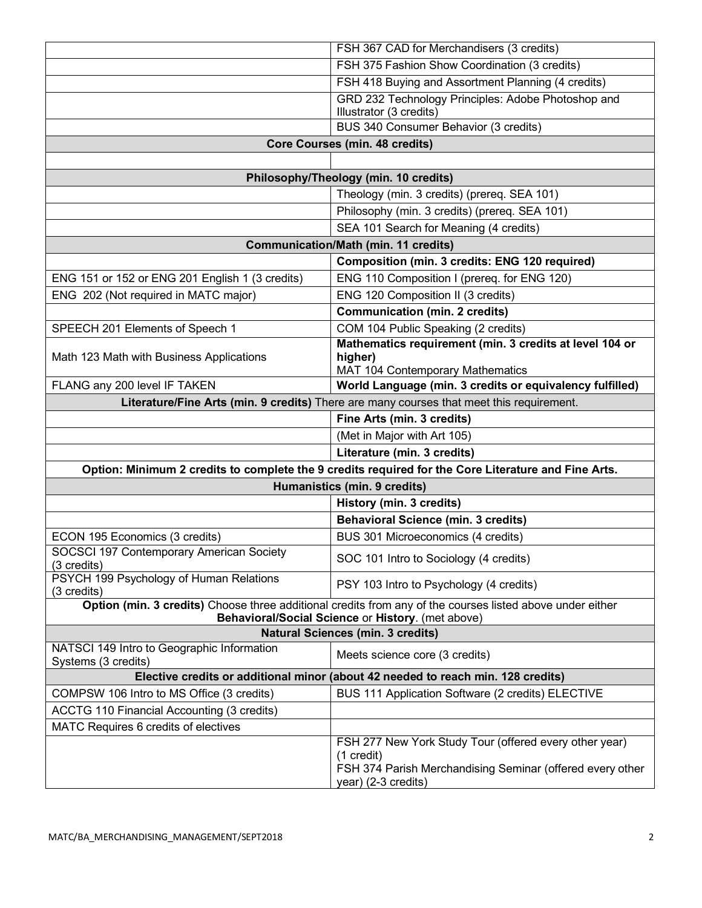| | |
|---|---|
| | FSH 367 CAD for Merchandisers (3 credits) |
| | FSH 375 Fashion Show Coordination (3 credits) |
| | FSH 418 Buying and Assortment Planning (4 credits) |
| | GRD 232 Technology Principles: Adobe Photoshop and Illustrator (3 credits) |
| | BUS 340 Consumer Behavior (3 credits) |
| **Core Courses (min. 48 credits)** | |
| | |
| **Philosophy/Theology (min. 10 credits)** | |
| | Theology (min. 3 credits) (prereq. SEA 101) |
| | Philosophy (min. 3 credits) (prereq. SEA 101) |
| | SEA 101 Search for Meaning (4 credits) |
| **Communication/Math (min. 11 credits)** | |
| | **Composition (min. 3 credits: ENG 120 required)** |
| ENG 151 or 152 or ENG 201 English 1 (3 credits) | ENG 110 Composition I (prereq. for ENG 120) |
| ENG 202 (Not required in MATC major) | ENG 120 Composition II (3 credits) |
| | **Communication (min. 2 credits)** |
| SPEECH 201 Elements of Speech 1 | COM 104 Public Speaking (2 credits) |
| Math 123 Math with Business Applications | **Mathematics requirement (min. 3 credits at level 104 or higher)** MAT 104 Contemporary Mathematics |
| FLANG any 200 level IF TAKEN | **World Language (min. 3 credits or equivalency fulfilled)** |
| **Literature/Fine Arts (min. 9 credits)** There are many courses that meet this requirement. | |
| | **Fine Arts (min. 3 credits)** |
| | (Met in Major with Art 105) |
| | **Literature (min. 3 credits)** |
| **Option: Minimum 2 credits to complete the 9 credits required for the Core Literature and Fine Arts.** | |
| **Humanistics (min. 9 credits)** | |
| | **History (min. 3 credits)** |
| | **Behavioral Science (min. 3 credits)** |
| ECON 195 Economics (3 credits) | BUS 301 Microeconomics (4 credits) |
| SOCSCI 197 Contemporary American Society (3 credits) | SOC 101 Intro to Sociology (4 credits) |
| PSYCH 199 Psychology of Human Relations (3 credits) | PSY 103 Intro to Psychology (4 credits) |
| **Option (min. 3 credits)** Choose three additional credits from any of the courses listed above under either **Behavioral/Social Science** or **History**. (met above) | |
| **Natural Sciences (min. 3 credits)** | |
| NATSCI 149 Intro to Geographic Information Systems (3 credits) | Meets science core (3 credits) |
| **Elective credits or additional minor (about 42 needed to reach min. 128 credits)** | |
| COMPSW 106 Intro to MS Office (3 credits) | BUS 111 Application Software (2 credits) ELECTIVE |
| ACCTG 110 Financial Accounting (3 credits) | |
| MATC Requires 6 credits of electives | |
| | FSH 277 New York Study Tour (offered every other year) (1 credit) FSH 374 Parish Merchandising Seminar (offered every other year) (2-3 credits) |

MATC/BA_MERCHANDISING_MANAGEMENT/SEPT2018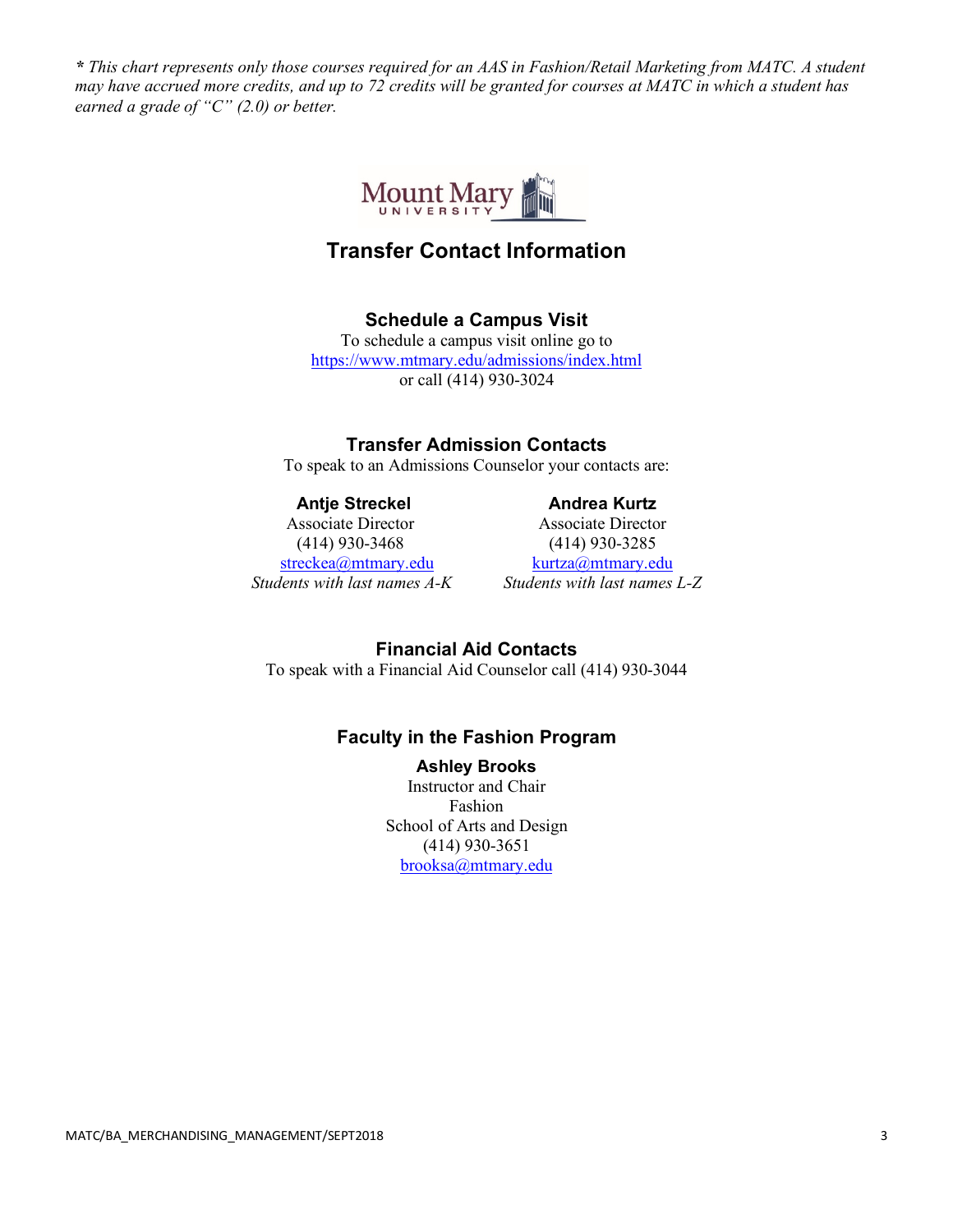*\* This chart represents only those courses required for an AAS in Fashion/Retail Marketing from MATC. A student may have accrued more credits, and up to 72 credits will be granted for courses at MATC in which a student has earned a grade of "C" (2.0) or better.*

Mount Mary UNIVERSITY

# Transfer Contact Information

## Schedule a Campus Visit

To schedule a campus visit online go to
https://www.mtmary.edu/admissions/index.html
or call (414) 930-3024

## Transfer Admission Contacts

To speak to an Admissions Counselor your contacts are:

**Antje Streckel**
Associate Director
(414) 930-3468
streckea@mtmary.edu
*Students with last names A-K*

**Andrea Kurtz**
Associate Director
(414) 930-3285
kurtza@mtmary.edu
*Students with last names L-Z*

## Financial Aid Contacts

To speak with a Financial Aid Counselor call (414) 930-3044

## Faculty in the Fashion Program

**Ashley Brooks**
Instructor and Chair
Fashion
School of Arts and Design
(414) 930-3651
brooksa@mtmary.edu